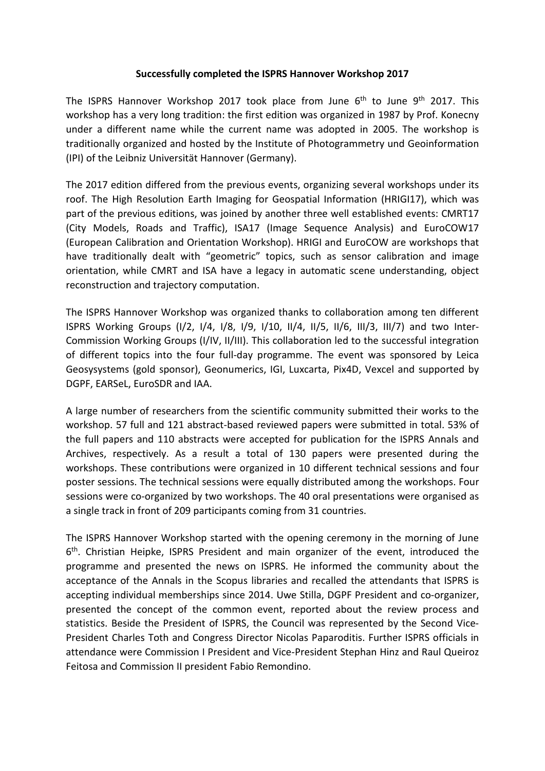**Successfully completed the ISPRS Hannover Workshop 2017**

The ISPRS Hannover Workshop 2017 took place from June 6th to June 9th 2017. This workshop has a very long tradition: the first edition was organized in 1987 by Prof. Konecny under a different name while the current name was adopted in 2005. The workshop is traditionally organized and hosted by the Institute of Photogrammetry und Geoinformation (IPI) of the Leibniz Universität Hannover (Germany).

The 2017 edition differed from the previous events, organizing several workshops under its roof. The High Resolution Earth Imaging for Geospatial Information (HRIGI17), which was part of the previous editions, was joined by another three well established events: CMRT17 (City Models, Roads and Traffic), ISA17 (Image Sequence Analysis) and EuroCOW17 (European Calibration and Orientation Workshop). HRIGI and EuroCOW are workshops that have traditionally dealt with "geometric" topics, such as sensor calibration and image orientation, while CMRT and ISA have a legacy in automatic scene understanding, object reconstruction and trajectory computation.

The ISPRS Hannover Workshop was organized thanks to collaboration among ten different ISPRS Working Groups (I/2, I/4, I/8, I/9, I/10, II/4, II/5, II/6, III/3, III/7) and two Inter-Commission Working Groups (I/IV, II/III). This collaboration led to the successful integration of different topics into the four full-day programme. The event was sponsored by Leica Geosysystems (gold sponsor), Geonumerics, IGI, Luxcarta, Pix4D, Vexcel and supported by DGPF, EARSeL, EuroSDR and IAA.

A large number of researchers from the scientific community submitted their works to the workshop. 57 full and 121 abstract-based reviewed papers were submitted in total. 53% of the full papers and 110 abstracts were accepted for publication for the ISPRS Annals and Archives, respectively. As a result a total of 130 papers were presented during the workshops. These contributions were organized in 10 different technical sessions and four poster sessions. The technical sessions were equally distributed among the workshops. Four sessions were co-organized by two workshops. The 40 oral presentations were organised as a single track in front of 209 participants coming from 31 countries.

The ISPRS Hannover Workshop started with the opening ceremony in the morning of June 6th. Christian Heipke, ISPRS President and main organizer of the event, introduced the programme and presented the news on ISPRS. He informed the community about the acceptance of the Annals in the Scopus libraries and recalled the attendants that ISPRS is accepting individual memberships since 2014. Uwe Stilla, DGPF President and co-organizer, presented the concept of the common event, reported about the review process and statistics. Beside the President of ISPRS, the Council was represented by the Second Vice-President Charles Toth and Congress Director Nicolas Paparoditis. Further ISPRS officials in attendance were Commission I President and Vice-President Stephan Hinz and Raul Queiroz Feitosa and Commission II president Fabio Remondino.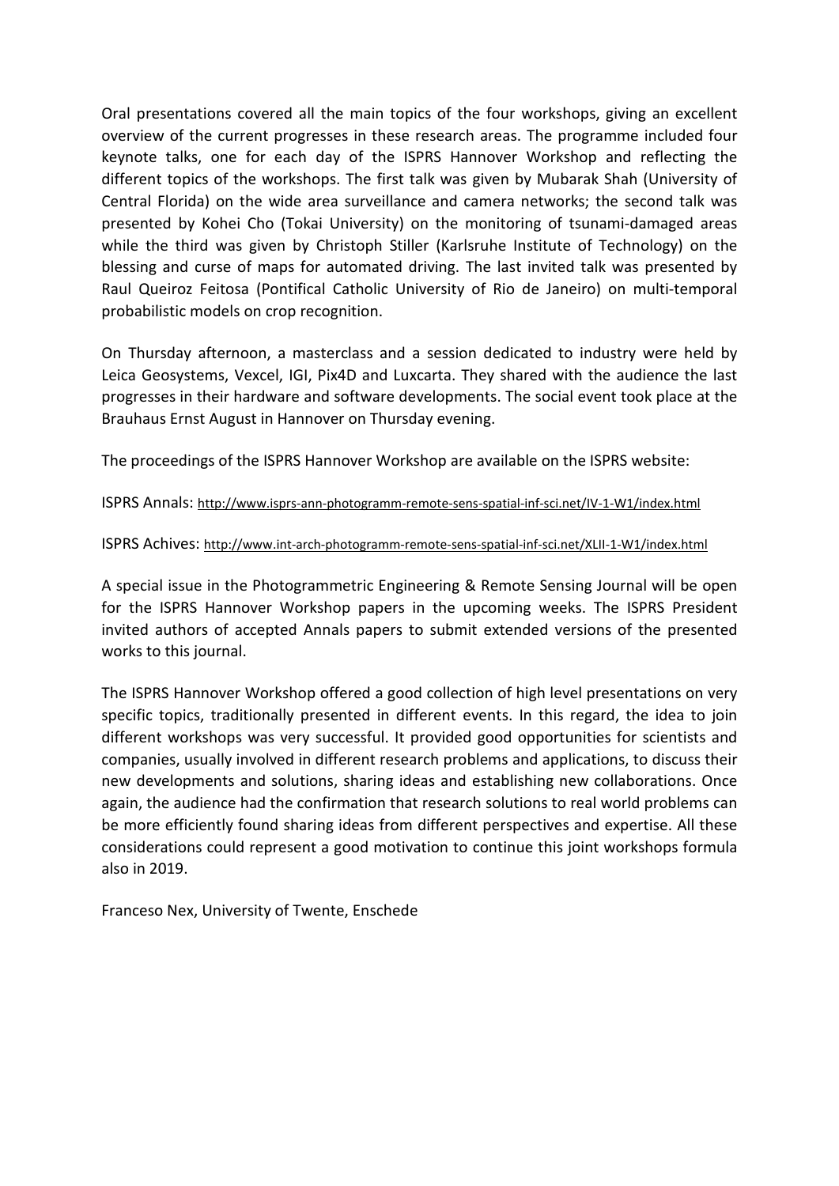Oral presentations covered all the main topics of the four workshops, giving an excellent overview of the current progresses in these research areas. The programme included four keynote talks, one for each day of the ISPRS Hannover Workshop and reflecting the different topics of the workshops. The first talk was given by Mubarak Shah (University of Central Florida) on the wide area surveillance and camera networks; the second talk was presented by Kohei Cho (Tokai University) on the monitoring of tsunami-damaged areas while the third was given by Christoph Stiller (Karlsruhe Institute of Technology) on the blessing and curse of maps for automated driving. The last invited talk was presented by Raul Queiroz Feitosa (Pontifical Catholic University of Rio de Janeiro) on multi-temporal probabilistic models on crop recognition.

On Thursday afternoon, a masterclass and a session dedicated to industry were held by Leica Geosystems, Vexcel, IGI, Pix4D and Luxcarta. They shared with the audience the last progresses in their hardware and software developments. The social event took place at the Brauhaus Ernst August in Hannover on Thursday evening.

The proceedings of the ISPRS Hannover Workshop are available on the ISPRS website:

ISPRS Annals: http://www.isprs-ann-photogramm-remote-sens-spatial-inf-sci.net/IV-1-W1/index.html

ISPRS Achives: http://www.int-arch-photogramm-remote-sens-spatial-inf-sci.net/XLII-1-W1/index.html

A special issue in the Photogrammetric Engineering & Remote Sensing Journal will be open for the ISPRS Hannover Workshop papers in the upcoming weeks. The ISPRS President invited authors of accepted Annals papers to submit extended versions of the presented works to this journal.

The ISPRS Hannover Workshop offered a good collection of high level presentations on very specific topics, traditionally presented in different events. In this regard, the idea to join different workshops was very successful. It provided good opportunities for scientists and companies, usually involved in different research problems and applications, to discuss their new developments and solutions, sharing ideas and establishing new collaborations. Once again, the audience had the confirmation that research solutions to real world problems can be more efficiently found sharing ideas from different perspectives and expertise. All these considerations could represent a good motivation to continue this joint workshops formula also in 2019.

Franceso Nex, University of Twente, Enschede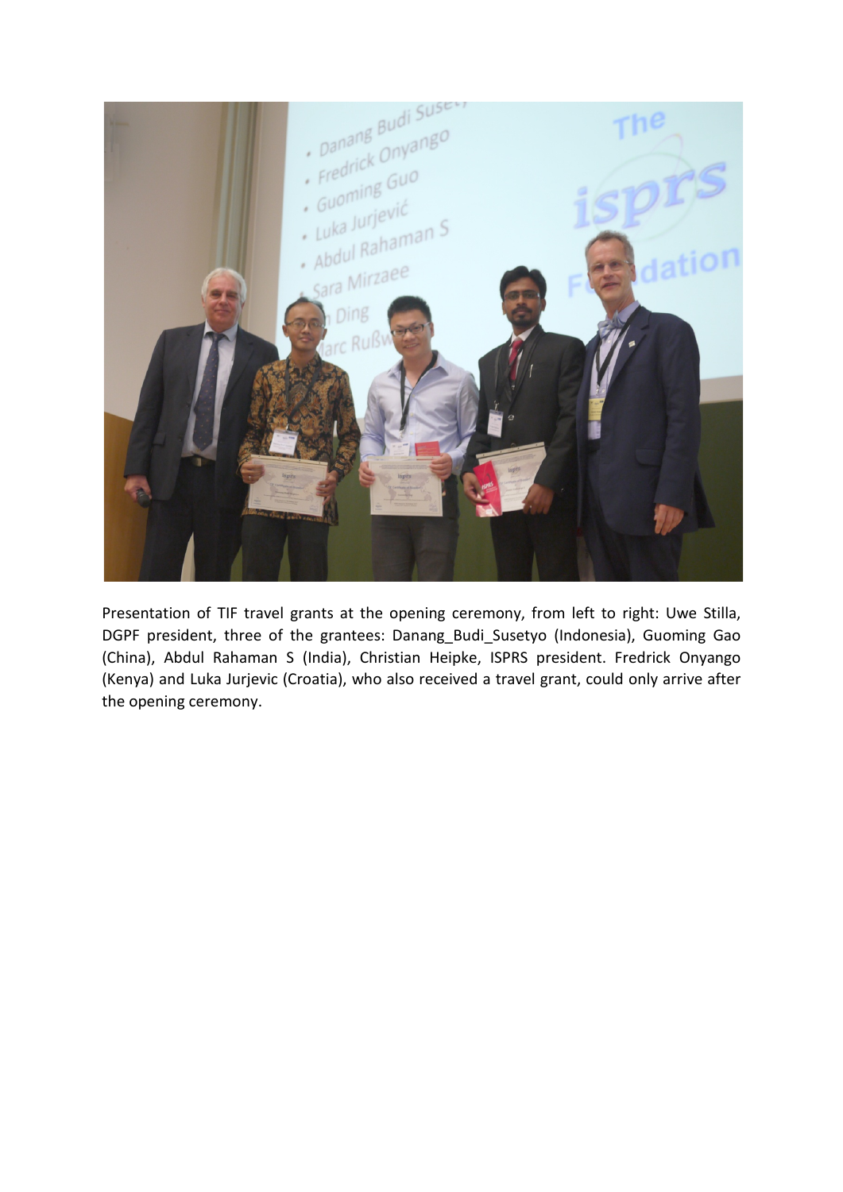Presentation of TIF travel grants at the opening ceremony, from left to right: Uwe Stilla, DGPF president, three of the grantees: Danang_Budi_Susetyo (Indonesia), Guoming Gao (China), Abdul Rahaman S (India), Christian Heipke, ISPRS president. Fredrick Onyango (Kenya) and Luka Jurjevic (Croatia), who also received a travel grant, could only arrive after the opening ceremony.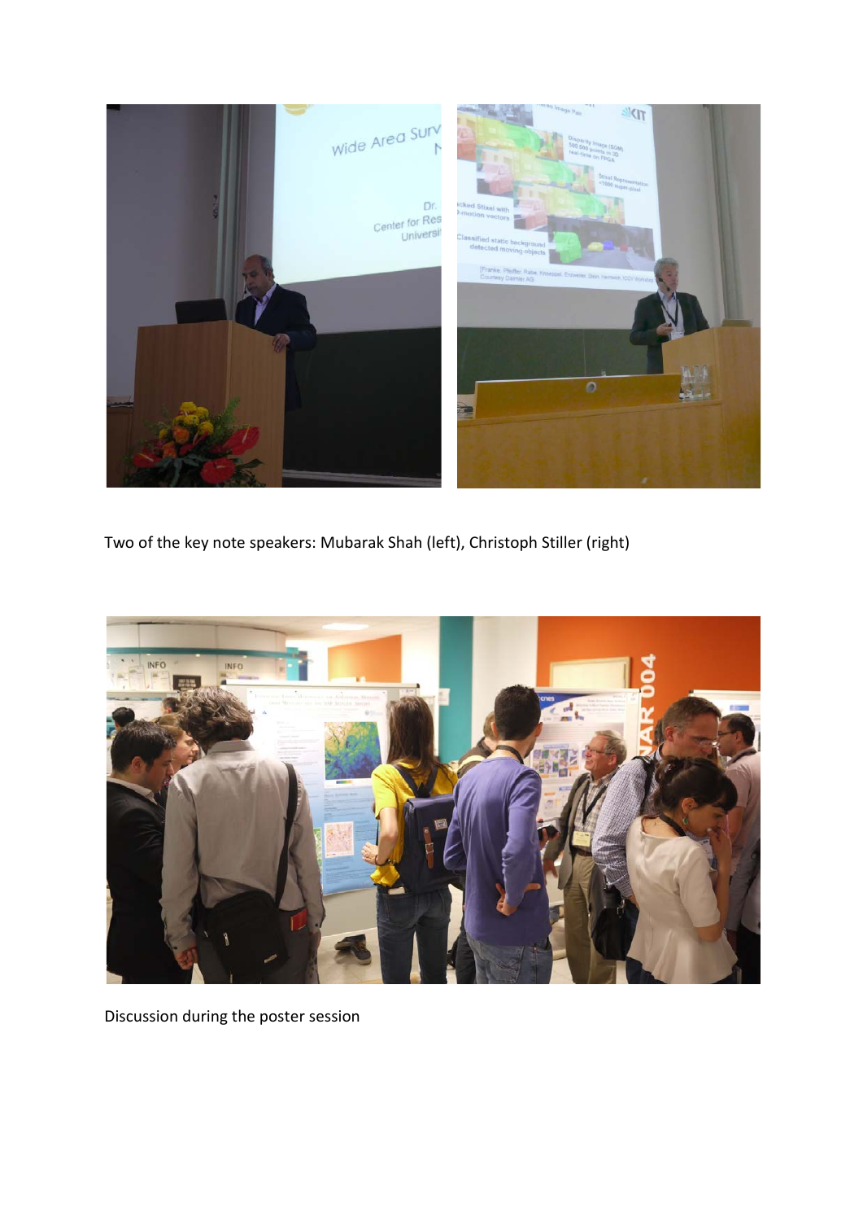Two of the key note speakers: Mubarak Shah (left), Christoph Stiller (right)

Discussion during the poster session